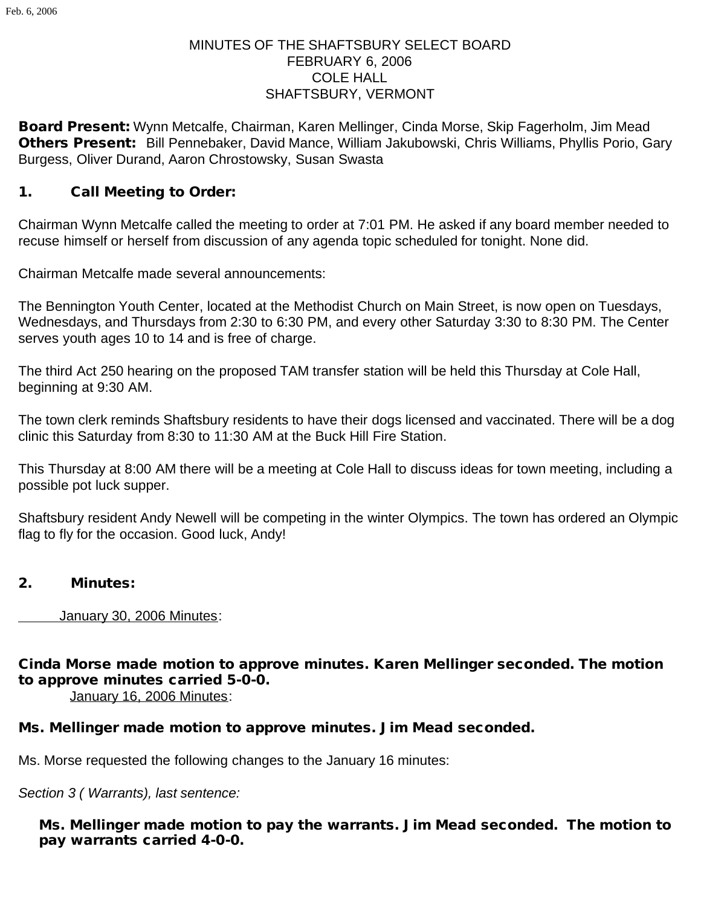MINUTES OF THE SHAFTSBURY SELECT BOARD
FEBRUARY 6, 2006
COLE HALL
SHAFTSBURY, VERMONT

**Board Present:** Wynn Metcalfe, Chairman, Karen Mellinger, Cinda Morse, Skip Fagerholm, Jim Mead
**Others Present:** Bill Pennebaker, David Mance, William Jakubowski, Chris Williams, Phyllis Porio, Gary Burgess, Oliver Durand, Aaron Chrostowsky, Susan Swasta

## 1. Call Meeting to Order:

Chairman Wynn Metcalfe called the meeting to order at 7:01 PM. He asked if any board member needed to recuse himself or herself from discussion of any agenda topic scheduled for tonight. None did.

Chairman Metcalfe made several announcements:

The Bennington Youth Center, located at the Methodist Church on Main Street, is now open on Tuesdays, Wednesdays, and Thursdays from 2:30 to 6:30 PM, and every other Saturday 3:30 to 8:30 PM. The Center serves youth ages 10 to 14 and is free of charge.

The third Act 250 hearing on the proposed TAM transfer station will be held this Thursday at Cole Hall, beginning at 9:30 AM.

The town clerk reminds Shaftsbury residents to have their dogs licensed and vaccinated. There will be a dog clinic this Saturday from 8:30 to 11:30 AM at the Buck Hill Fire Station.

This Thursday at 8:00 AM there will be a meeting at Cole Hall to discuss ideas for town meeting, including a possible pot luck supper.

Shaftsbury resident Andy Newell will be competing in the winter Olympics. The town has ordered an Olympic flag to fly for the occasion. Good luck, Andy!

## 2. Minutes:

January 30, 2006 Minutes:

**Cinda Morse made motion to approve minutes. Karen Mellinger seconded. The motion to approve minutes carried 5-0-0.**

January 16, 2006 Minutes:

**Ms. Mellinger made motion to approve minutes. Jim Mead seconded.**

Ms. Morse requested the following changes to the January 16 minutes:

*Section 3 ( Warrants), last sentence:*

**Ms. Mellinger made motion to pay the warrants. Jim Mead seconded. The motion to pay warrants carried 4-0-0.**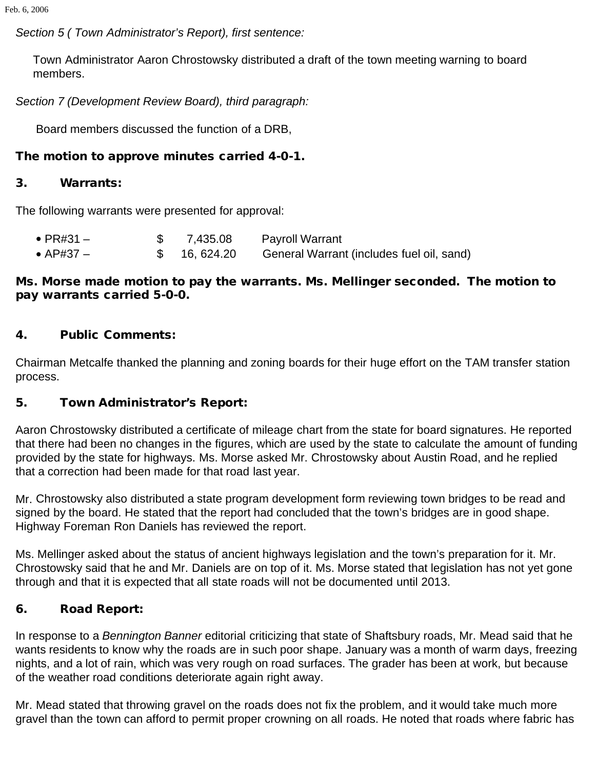*Section 5 ( Town Administrator's Report), first sentence:*

Town Administrator Aaron Chrostowsky distributed a draft of the town meeting warning to board members.

*Section 7 (Development Review Board), third paragraph:*

Board members discussed the function of a DRB,

**The motion to approve minutes carried 4-0-1.**

## 3. Warrants:

The following warrants were presented for approval:

- PR#31 – $ 7,435.08 Payroll Warrant
- AP#37 – $ 16, 624.20 General Warrant (includes fuel oil, sand)

**Ms. Morse made motion to pay the warrants. Ms. Mellinger seconded. The motion to pay warrants carried 5-0-0.**

## 4. Public Comments:

Chairman Metcalfe thanked the planning and zoning boards for their huge effort on the TAM transfer station process.

## 5. Town Administrator's Report:

Aaron Chrostowsky distributed a certificate of mileage chart from the state for board signatures. He reported that there had been no changes in the figures, which are used by the state to calculate the amount of funding provided by the state for highways. Ms. Morse asked Mr. Chrostowsky about Austin Road, and he replied that a correction had been made for that road last year.

Mr. Chrostowsky also distributed a state program development form reviewing town bridges to be read and signed by the board. He stated that the report had concluded that the town's bridges are in good shape. Highway Foreman Ron Daniels has reviewed the report.

Ms. Mellinger asked about the status of ancient highways legislation and the town's preparation for it. Mr. Chrostowsky said that he and Mr. Daniels are on top of it. Ms. Morse stated that legislation has not yet gone through and that it is expected that all state roads will not be documented until 2013.

## 6. Road Report:

In response to a *Bennington Banner* editorial criticizing that state of Shaftsbury roads, Mr. Mead said that he wants residents to know why the roads are in such poor shape. January was a month of warm days, freezing nights, and a lot of rain, which was very rough on road surfaces. The grader has been at work, but because of the weather road conditions deteriorate again right away.

Mr. Mead stated that throwing gravel on the roads does not fix the problem, and it would take much more gravel than the town can afford to permit proper crowning on all roads. He noted that roads where fabric has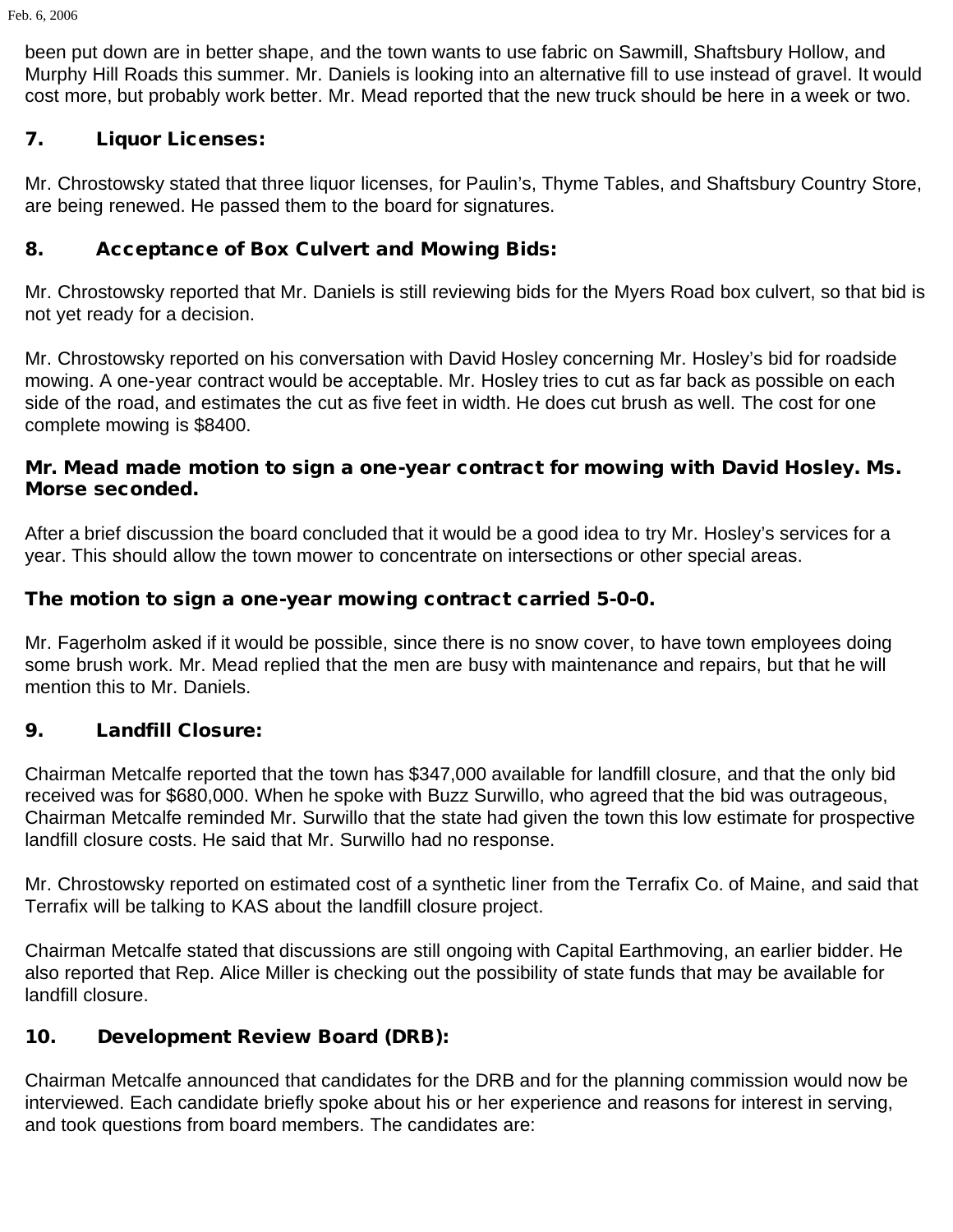been put down are in better shape, and the town wants to use fabric on Sawmill, Shaftsbury Hollow, and Murphy Hill Roads this summer. Mr. Daniels is looking into an alternative fill to use instead of gravel. It would cost more, but probably work better. Mr. Mead reported that the new truck should be here in a week or two.

## 7. Liquor Licenses:

Mr. Chrostowsky stated that three liquor licenses, for Paulin's, Thyme Tables, and Shaftsbury Country Store, are being renewed. He passed them to the board for signatures.

## 8. Acceptance of Box Culvert and Mowing Bids:

Mr. Chrostowsky reported that Mr. Daniels is still reviewing bids for the Myers Road box culvert, so that bid is not yet ready for a decision.

Mr. Chrostowsky reported on his conversation with David Hosley concerning Mr. Hosley's bid for roadside mowing. A one-year contract would be acceptable. Mr. Hosley tries to cut as far back as possible on each side of the road, and estimates the cut as five feet in width. He does cut brush as well. The cost for one complete mowing is $8400.

**Mr. Mead made motion to sign a one-year contract for mowing with David Hosley. Ms. Morse seconded.**

After a brief discussion the board concluded that it would be a good idea to try Mr. Hosley's services for a year. This should allow the town mower to concentrate on intersections or other special areas.

**The motion to sign a one-year mowing contract carried 5-0-0.**

Mr. Fagerholm asked if it would be possible, since there is no snow cover, to have town employees doing some brush work. Mr. Mead replied that the men are busy with maintenance and repairs, but that he will mention this to Mr. Daniels.

## 9. Landfill Closure:

Chairman Metcalfe reported that the town has $347,000 available for landfill closure, and that the only bid received was for $680,000. When he spoke with Buzz Surwillo, who agreed that the bid was outrageous, Chairman Metcalfe reminded Mr. Surwillo that the state had given the town this low estimate for prospective landfill closure costs. He said that Mr. Surwillo had no response.

Mr. Chrostowsky reported on estimated cost of a synthetic liner from the Terrafix Co. of Maine, and said that Terrafix will be talking to KAS about the landfill closure project.

Chairman Metcalfe stated that discussions are still ongoing with Capital Earthmoving, an earlier bidder. He also reported that Rep. Alice Miller is checking out the possibility of state funds that may be available for landfill closure.

## 10. Development Review Board (DRB):

Chairman Metcalfe announced that candidates for the DRB and for the planning commission would now be interviewed. Each candidate briefly spoke about his or her experience and reasons for interest in serving, and took questions from board members. The candidates are: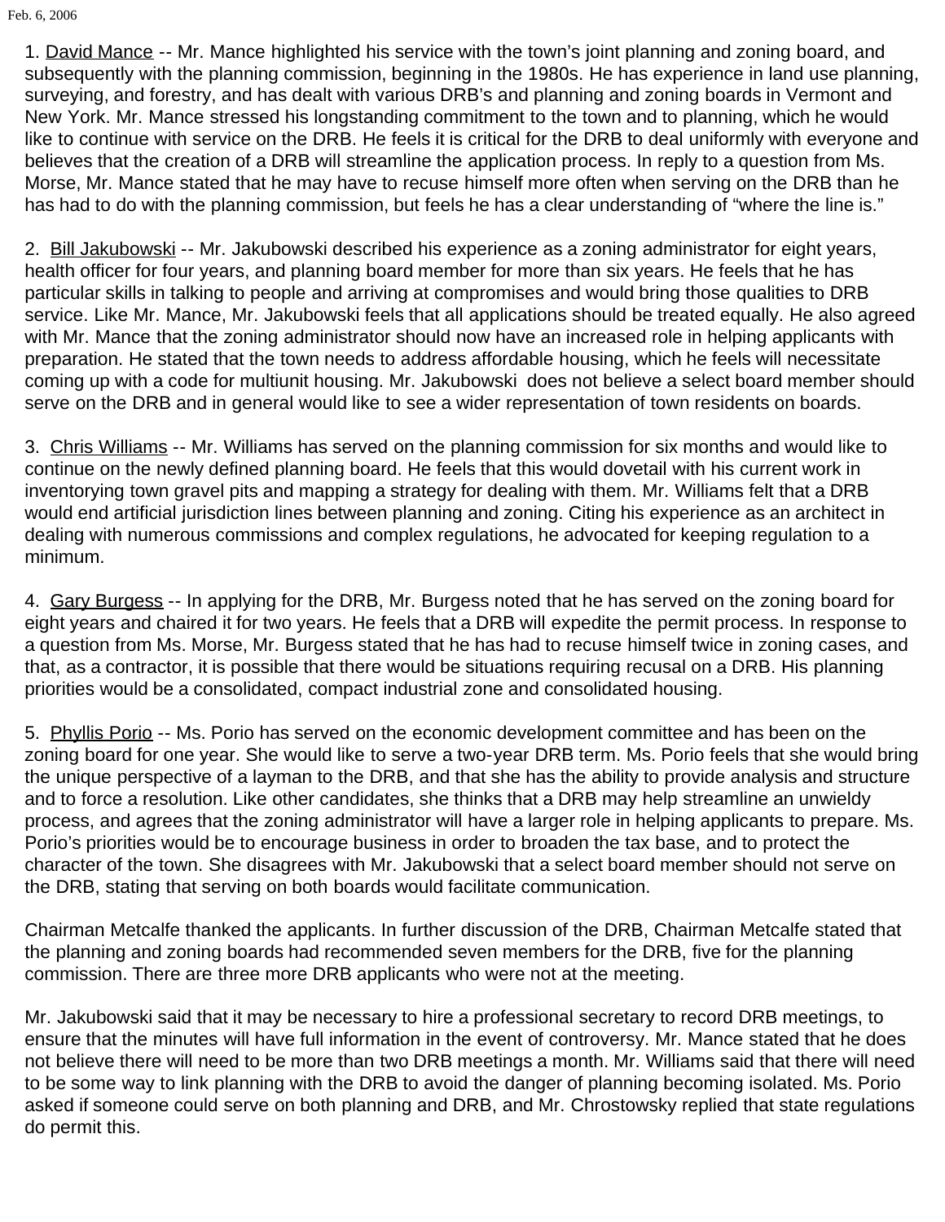1. <u>David Mance</u> -- Mr. Mance highlighted his service with the town's joint planning and zoning board, and subsequently with the planning commission, beginning in the 1980s. He has experience in land use planning, surveying, and forestry, and has dealt with various DRB's and planning and zoning boards in Vermont and New York. Mr. Mance stressed his longstanding commitment to the town and to planning, which he would like to continue with service on the DRB. He feels it is critical for the DRB to deal uniformly with everyone and believes that the creation of a DRB will streamline the application process. In reply to a question from Ms. Morse, Mr. Mance stated that he may have to recuse himself more often when serving on the DRB than he has had to do with the planning commission, but feels he has a clear understanding of "where the line is."

2. <u>Bill Jakubowski</u> -- Mr. Jakubowski described his experience as a zoning administrator for eight years, health officer for four years, and planning board member for more than six years. He feels that he has particular skills in talking to people and arriving at compromises and would bring those qualities to DRB service. Like Mr. Mance, Mr. Jakubowski feels that all applications should be treated equally. He also agreed with Mr. Mance that the zoning administrator should now have an increased role in helping applicants with preparation. He stated that the town needs to address affordable housing, which he feels will necessitate coming up with a code for multiunit housing. Mr. Jakubowski does not believe a select board member should serve on the DRB and in general would like to see a wider representation of town residents on boards.

3. <u>Chris Williams</u> -- Mr. Williams has served on the planning commission for six months and would like to continue on the newly defined planning board. He feels that this would dovetail with his current work in inventorying town gravel pits and mapping a strategy for dealing with them. Mr. Williams felt that a DRB would end artificial jurisdiction lines between planning and zoning. Citing his experience as an architect in dealing with numerous commissions and complex regulations, he advocated for keeping regulation to a minimum.

4. <u>Gary Burgess</u> -- In applying for the DRB, Mr. Burgess noted that he has served on the zoning board for eight years and chaired it for two years. He feels that a DRB will expedite the permit process. In response to a question from Ms. Morse, Mr. Burgess stated that he has had to recuse himself twice in zoning cases, and that, as a contractor, it is possible that there would be situations requiring recusal on a DRB. His planning priorities would be a consolidated, compact industrial zone and consolidated housing.

5. <u>Phyllis Porio</u> -- Ms. Porio has served on the economic development committee and has been on the zoning board for one year. She would like to serve a two-year DRB term. Ms. Porio feels that she would bring the unique perspective of a layman to the DRB, and that she has the ability to provide analysis and structure and to force a resolution. Like other candidates, she thinks that a DRB may help streamline an unwieldy process, and agrees that the zoning administrator will have a larger role in helping applicants to prepare. Ms. Porio's priorities would be to encourage business in order to broaden the tax base, and to protect the character of the town. She disagrees with Mr. Jakubowski that a select board member should not serve on the DRB, stating that serving on both boards would facilitate communication.

Chairman Metcalfe thanked the applicants. In further discussion of the DRB, Chairman Metcalfe stated that the planning and zoning boards had recommended seven members for the DRB, five for the planning commission. There are three more DRB applicants who were not at the meeting.

Mr. Jakubowski said that it may be necessary to hire a professional secretary to record DRB meetings, to ensure that the minutes will have full information in the event of controversy. Mr. Mance stated that he does not believe there will need to be more than two DRB meetings a month. Mr. Williams said that there will need to be some way to link planning with the DRB to avoid the danger of planning becoming isolated. Ms. Porio asked if someone could serve on both planning and DRB, and Mr. Chrostowsky replied that state regulations do permit this.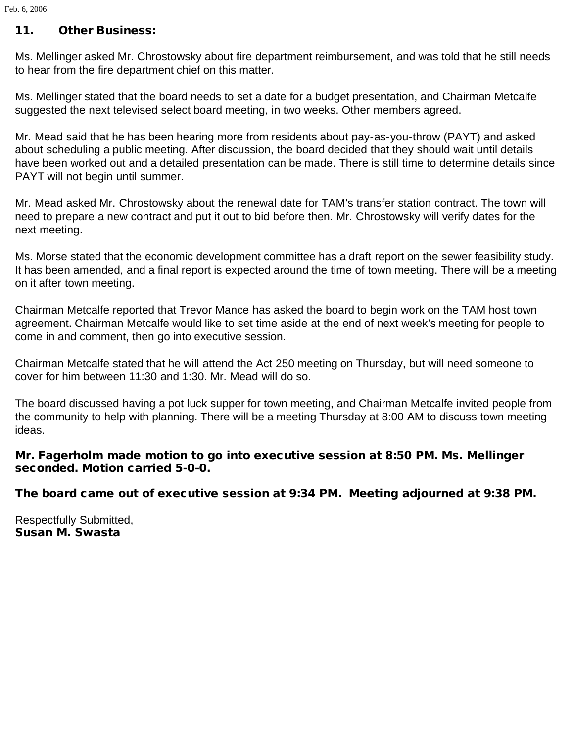## 11. Other Business:

Ms. Mellinger asked Mr. Chrostowsky about fire department reimbursement, and was told that he still needs to hear from the fire department chief on this matter.

Ms. Mellinger stated that the board needs to set a date for a budget presentation, and Chairman Metcalfe suggested the next televised select board meeting, in two weeks. Other members agreed.

Mr. Mead said that he has been hearing more from residents about pay-as-you-throw (PAYT) and asked about scheduling a public meeting. After discussion, the board decided that they should wait until details have been worked out and a detailed presentation can be made. There is still time to determine details since PAYT will not begin until summer.

Mr. Mead asked Mr. Chrostowsky about the renewal date for TAM's transfer station contract. The town will need to prepare a new contract and put it out to bid before then. Mr. Chrostowsky will verify dates for the next meeting.

Ms. Morse stated that the economic development committee has a draft report on the sewer feasibility study. It has been amended, and a final report is expected around the time of town meeting. There will be a meeting on it after town meeting.

Chairman Metcalfe reported that Trevor Mance has asked the board to begin work on the TAM host town agreement. Chairman Metcalfe would like to set time aside at the end of next week's meeting for people to come in and comment, then go into executive session.

Chairman Metcalfe stated that he will attend the Act 250 meeting on Thursday, but will need someone to cover for him between 11:30 and 1:30. Mr. Mead will do so.

The board discussed having a pot luck supper for town meeting, and Chairman Metcalfe invited people from the community to help with planning. There will be a meeting Thursday at 8:00 AM to discuss town meeting ideas.

**Mr. Fagerholm made motion to go into executive session at 8:50 PM. Ms. Mellinger seconded. Motion carried 5-0-0.**

**The board came out of executive session at 9:34 PM. Meeting adjourned at 9:38 PM.**

Respectfully Submitted,
**Susan M. Swasta**